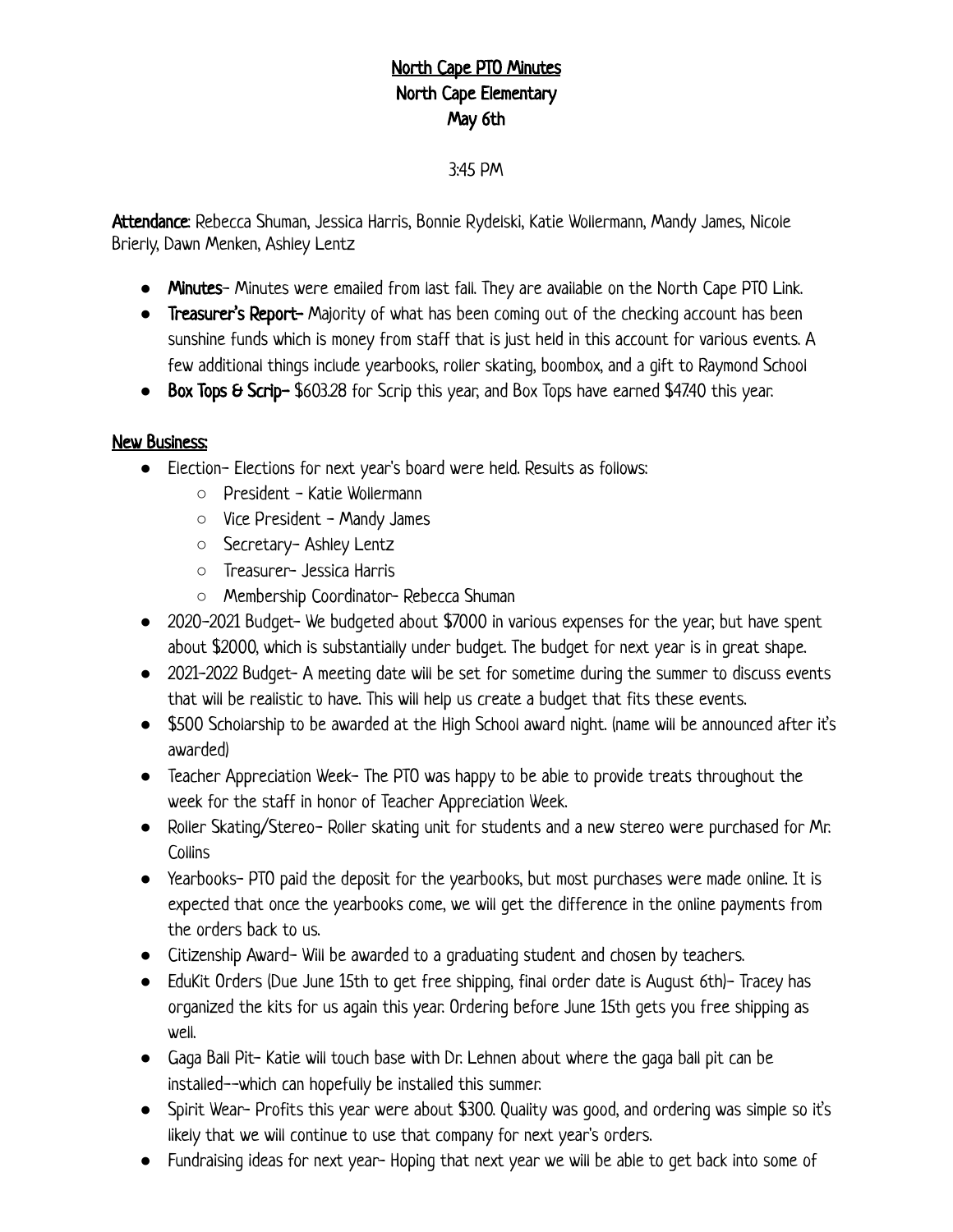# North Cape PTO Minutes
## North Cape Elementary
## May 6th

3:45 PM

**Attendance**: Rebecca Shuman, Jessica Harris, Bonnie Rydelski, Katie Wollermann, Mandy James, Nicole Brierly, Dawn Menken, Ashley Lentz

- **Minutes**- Minutes were emailed from last fall. They are available on the North Cape PTO Link.
- **Treasurer's Report**- Majority of what has been coming out of the checking account has been sunshine funds which is money from staff that is just held in this account for various events. A few additional things include yearbooks, roller skating, boombox, and a gift to Raymond School
- **Box Tops & Scrip**- $603.28 for Scrip this year, and Box Tops have earned $47.40 this year.

## New Business:

- Election- Elections for next year's board were held. Results as follows:
  - President - Katie Wollermann
  - Vice President - Mandy James
  - Secretary- Ashley Lentz
  - Treasurer- Jessica Harris
  - Membership Coordinator- Rebecca Shuman
- 2020-2021 Budget- We budgeted about $7000 in various expenses for the year, but have spent about $2000, which is substantially under budget. The budget for next year is in great shape.
- 2021-2022 Budget- A meeting date will be set for sometime during the summer to discuss events that will be realistic to have. This will help us create a budget that fits these events.
- $500 Scholarship to be awarded at the High School award night. (name will be announced after it's awarded)
- Teacher Appreciation Week- The PTO was happy to be able to provide treats throughout the week for the staff in honor of Teacher Appreciation Week.
- Roller Skating/Stereo- Roller skating unit for students and a new stereo were purchased for Mr. Collins
- Yearbooks- PTO paid the deposit for the yearbooks, but most purchases were made online. It is expected that once the yearbooks come, we will get the difference in the online payments from the orders back to us.
- Citizenship Award- Will be awarded to a graduating student and chosen by teachers.
- EduKit Orders (Due June 15th to get free shipping, final order date is August 6th)- Tracey has organized the kits for us again this year. Ordering before June 15th gets you free shipping as well.
- Gaga Ball Pit- Katie will touch base with Dr. Lehnen about where the gaga ball pit can be installed--which can hopefully be installed this summer.
- Spirit Wear- Profits this year were about $300. Quality was good, and ordering was simple so it's likely that we will continue to use that company for next year's orders.
- Fundraising ideas for next year- Hoping that next year we will be able to get back into some of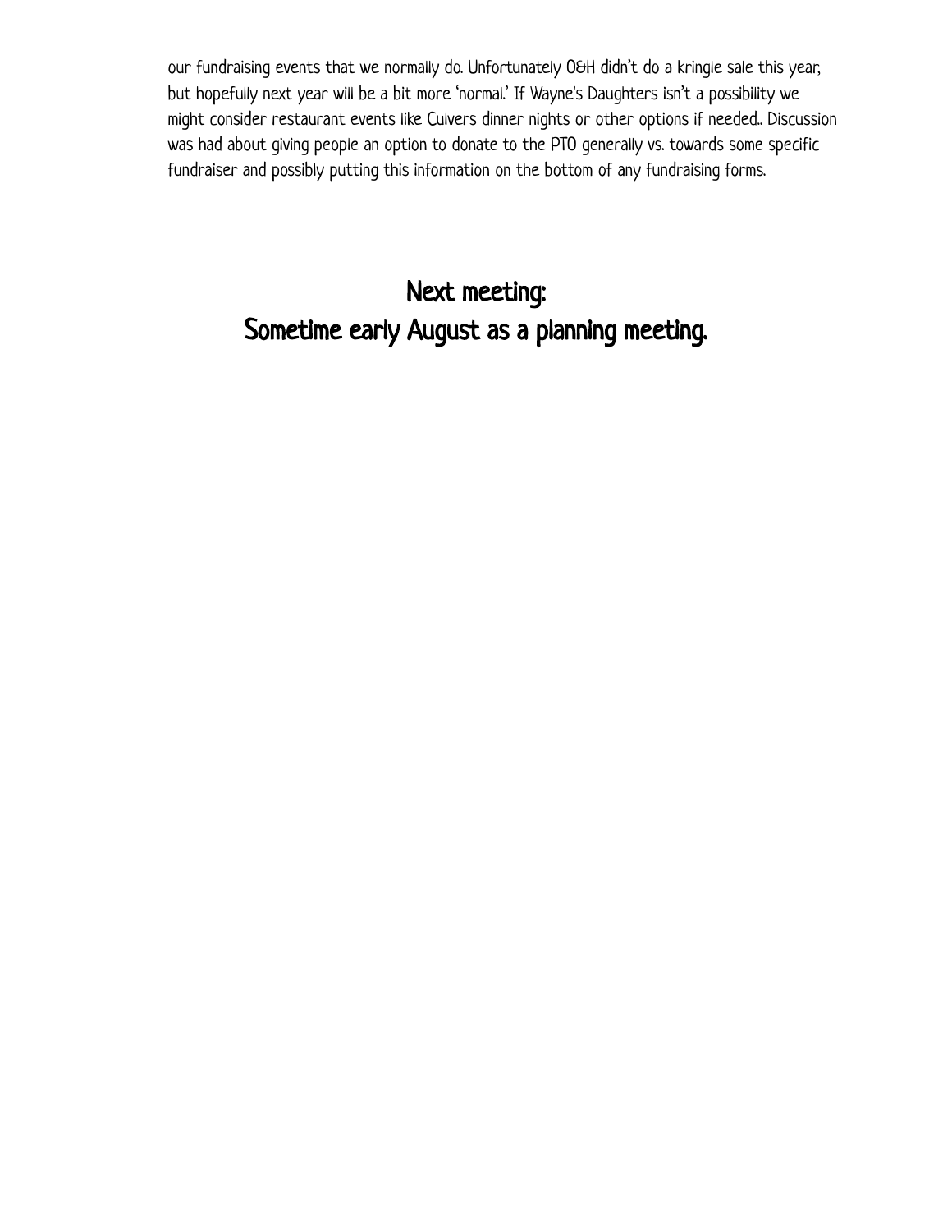our fundraising events that we normally do. Unfortunately O&H didn't do a kringle sale this year, but hopefully next year will be a bit more 'normal.' If Wayne's Daughters isn't a possibility we might consider restaurant events like Culvers dinner nights or other options if needed.. Discussion was had about giving people an option to donate to the PTO generally vs. towards some specific fundraiser and possibly putting this information on the bottom of any fundraising forms.

## Next meeting:
## Sometime early August as a planning meeting.